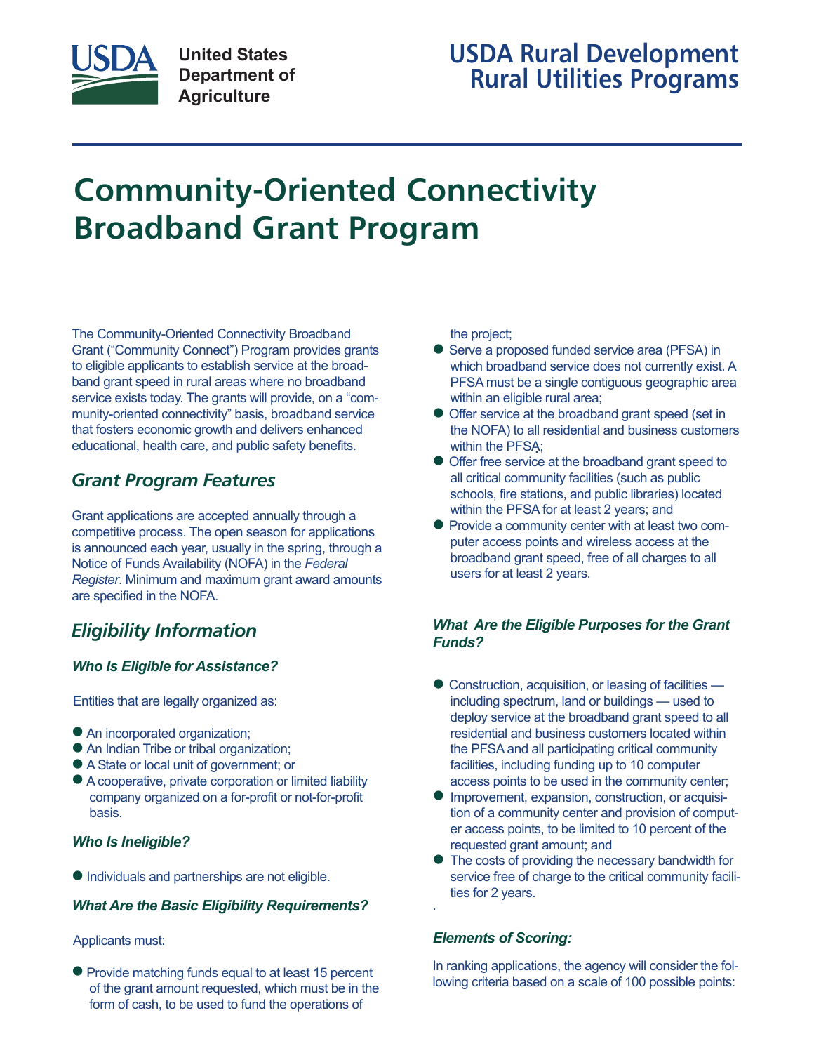United States Department of Agriculture

USDA Rural Development Rural Utilities Programs

# Community-Oriented Connectivity Broadband Grant Program

The Community-Oriented Connectivity Broadband Grant ("Community Connect") Program provides grants to eligible applicants to establish service at the broadband grant speed in rural areas where no broadband service exists today. The grants will provide, on a "community-oriented connectivity" basis, broadband service that fosters economic growth and delivers enhanced educational, health care, and public safety benefits.

## Grant Program Features

Grant applications are accepted annually through a competitive process. The open season for applications is announced each year, usually in the spring, through a Notice of Funds Availability (NOFA) in the *Federal Register*. Minimum and maximum grant award amounts are specified in the NOFA.

## Eligibility Information

### Who Is Eligible for Assistance?

Entities that are legally organized as:

- An incorporated organization;
- An Indian Tribe or tribal organization;
- A State or local unit of government; or
- A cooperative, private corporation or limited liability company organized on a for-profit or not-for-profit basis.

### Who Is Ineligible?

- Individuals and partnerships are not eligible.

### What Are the Basic Eligibility Requirements?

Applicants must:

- Provide matching funds equal to at least 15 percent of the grant amount requested, which must be in the form of cash, to be used to fund the operations of the project;
- Serve a proposed funded service area (PFSA) in which broadband service does not currently exist. A PFSA must be a single contiguous geographic area within an eligible rural area;
- Offer service at the broadband grant speed (set in the NOFA) to all residential and business customers within the PFSA;
- Offer free service at the broadband grant speed to all critical community facilities (such as public schools, fire stations, and public libraries) located within the PFSA for at least 2 years; and
- Provide a community center with at least two computer access points and wireless access at the broadband grant speed, free of all charges to all users for at least 2 years.

### What Are the Eligible Purposes for the Grant Funds?

- Construction, acquisition, or leasing of facilities — including spectrum, land or buildings — used to deploy service at the broadband grant speed to all residential and business customers located within the PFSA and all participating critical community facilities, including funding up to 10 computer access points to be used in the community center;
- Improvement, expansion, construction, or acquisition of a community center and provision of computer access points, to be limited to 10 percent of the requested grant amount; and
- The costs of providing the necessary bandwidth for service free of charge to the critical community facilities for 2 years.

### Elements of Scoring:

In ranking applications, the agency will consider the following criteria based on a scale of 100 possible points: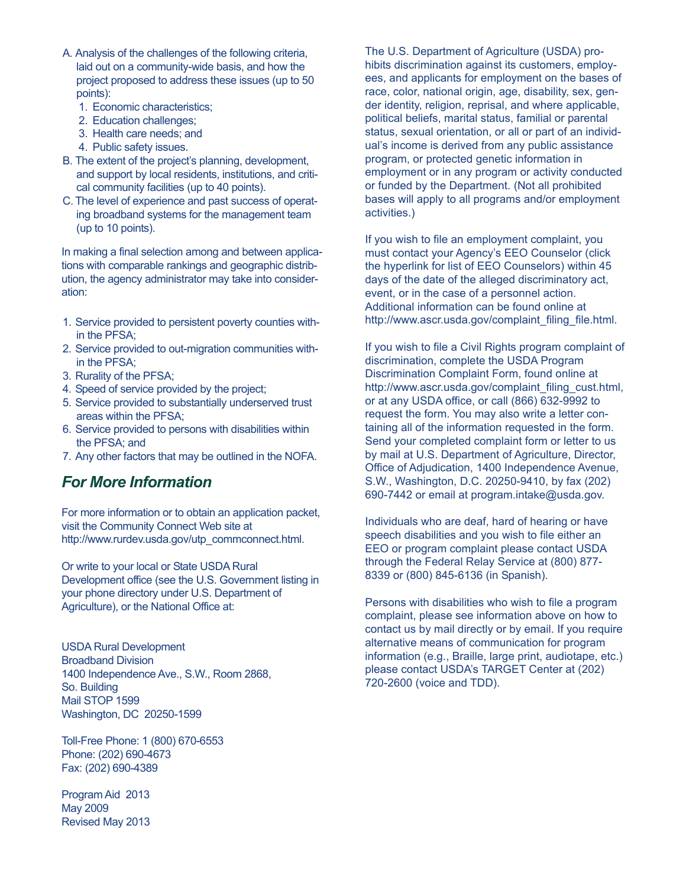A. Analysis of the challenges of the following criteria, laid out on a community-wide basis, and how the project proposed to address these issues (up to 50 points):
   1. Economic characteristics;
   2. Education challenges;
   3. Health care needs; and
   4. Public safety issues.
B. The extent of the project's planning, development, and support by local residents, institutions, and critical community facilities (up to 40 points).
C. The level of experience and past success of operating broadband systems for the management team (up to 10 points).

In making a final selection among and between applications with comparable rankings and geographic distribution, the agency administrator may take into consideration:

1. Service provided to persistent poverty counties within the PFSA;
2. Service provided to out-migration communities within the PFSA;
3. Rurality of the PFSA;
4. Speed of service provided by the project;
5. Service provided to substantially underserved trust areas within the PFSA;
6. Service provided to persons with disabilities within the PFSA; and
7. Any other factors that may be outlined in the NOFA.

## *For More Information*

For more information or to obtain an application packet, visit the Community Connect Web site at http://www.rurdev.usda.gov/utp_commconnect.html.

Or write to your local or State USDA Rural Development office (see the U.S. Government listing in your phone directory under U.S. Department of Agriculture), or the National Office at:

USDA Rural Development
Broadband Division
1400 Independence Ave., S.W., Room 2868,
So. Building
Mail STOP 1599
Washington, DC 20250-1599

Toll-Free Phone: 1 (800) 670-6553
Phone: (202) 690-4673
Fax: (202) 690-4389

Program Aid 2013
May 2009
Revised May 2013

The U.S. Department of Agriculture (USDA) prohibits discrimination against its customers, employees, and applicants for employment on the bases of race, color, national origin, age, disability, sex, gender identity, religion, reprisal, and where applicable, political beliefs, marital status, familial or parental status, sexual orientation, or all or part of an individual's income is derived from any public assistance program, or protected genetic information in employment or in any program or activity conducted or funded by the Department. (Not all prohibited bases will apply to all programs and/or employment activities.)

If you wish to file an employment complaint, you must contact your Agency's EEO Counselor (click the hyperlink for list of EEO Counselors) within 45 days of the date of the alleged discriminatory act, event, or in the case of a personnel action. Additional information can be found online at http://www.ascr.usda.gov/complaint_filing_file.html.

If you wish to file a Civil Rights program complaint of discrimination, complete the USDA Program Discrimination Complaint Form, found online at http://www.ascr.usda.gov/complaint_filing_cust.html, or at any USDA office, or call (866) 632-9992 to request the form. You may also write a letter containing all of the information requested in the form. Send your completed complaint form or letter to us by mail at U.S. Department of Agriculture, Director, Office of Adjudication, 1400 Independence Avenue, S.W., Washington, D.C. 20250-9410, by fax (202) 690-7442 or email at program.intake@usda.gov.

Individuals who are deaf, hard of hearing or have speech disabilities and you wish to file either an EEO or program complaint please contact USDA through the Federal Relay Service at (800) 877-8339 or (800) 845-6136 (in Spanish).

Persons with disabilities who wish to file a program complaint, please see information above on how to contact us by mail directly or by email. If you require alternative means of communication for program information (e.g., Braille, large print, audiotape, etc.) please contact USDA's TARGET Center at (202) 720-2600 (voice and TDD).